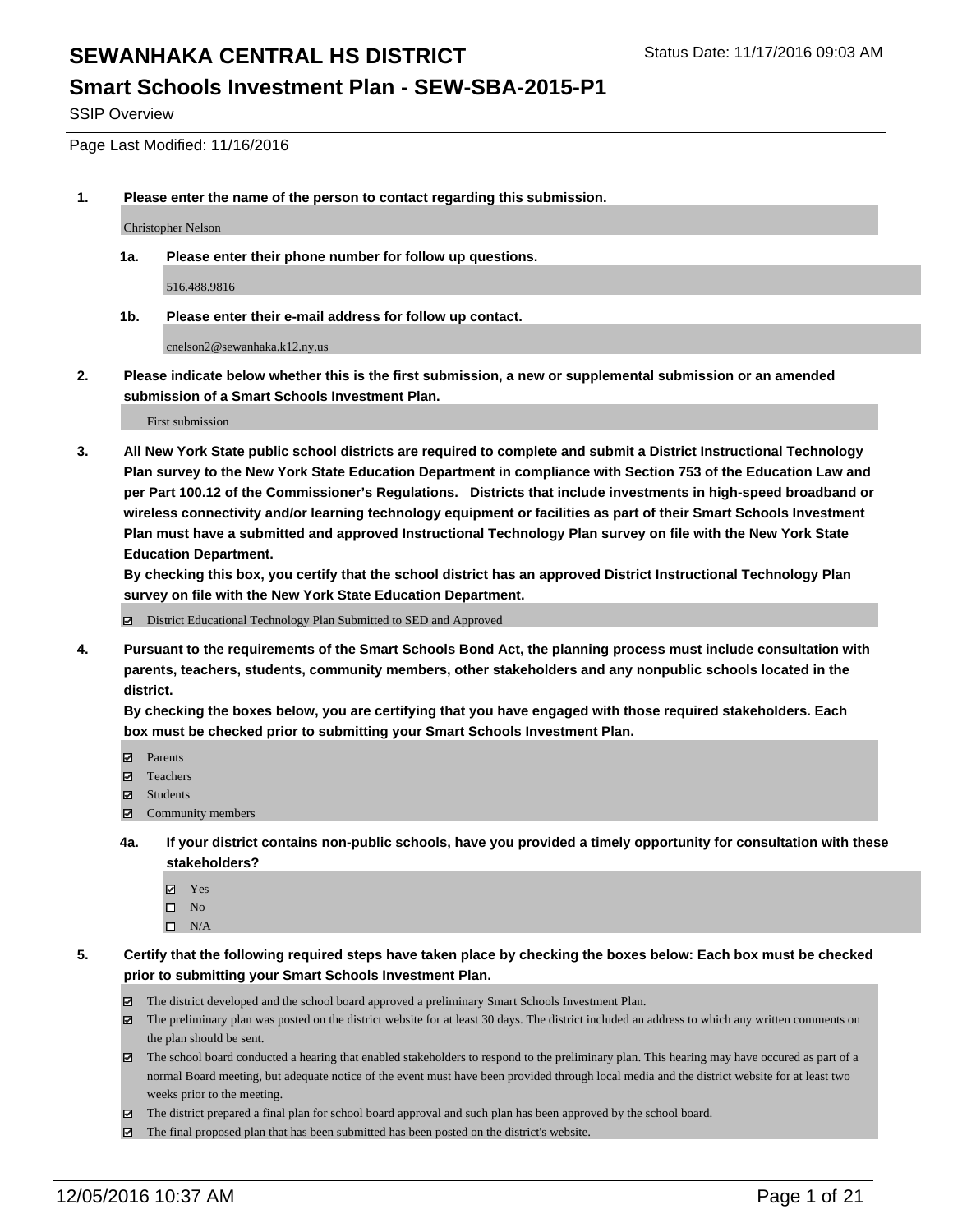# SEWANHAKA CENTRAL HS DISTRICT

Status Date: 11/17/2016 09:03 AM

## Smart Schools Investment Plan - SEW-SBA-2015-P1

SSIP Overview

Page Last Modified: 11/16/2016

**1. Please enter the name of the person to contact regarding this submission.**

Christopher Nelson

**1a. Please enter their phone number for follow up questions.**

516.488.9816

**1b. Please enter their e-mail address for follow up contact.**

cnelson2@sewanhaka.k12.ny.us

**2. Please indicate below whether this is the first submission, a new or supplemental submission or an amended submission of a Smart Schools Investment Plan.**

First submission

**3. All New York State public school districts are required to complete and submit a District Instructional Technology Plan survey to the New York State Education Department in compliance with Section 753 of the Education Law and per Part 100.12 of the Commissioner's Regulations. Districts that include investments in high-speed broadband or wireless connectivity and/or learning technology equipment or facilities as part of their Smart Schools Investment Plan must have a submitted and approved Instructional Technology Plan survey on file with the New York State Education Department.**
**By checking this box, you certify that the school district has an approved District Instructional Technology Plan survey on file with the New York State Education Department.**

- [x] District Educational Technology Plan Submitted to SED and Approved

**4. Pursuant to the requirements of the Smart Schools Bond Act, the planning process must include consultation with parents, teachers, students, community members, other stakeholders and any nonpublic schools located in the district.**
**By checking the boxes below, you are certifying that you have engaged with those required stakeholders. Each box must be checked prior to submitting your Smart Schools Investment Plan.**

- [x] Parents
- [x] Teachers
- [x] Students
- [x] Community members

**4a. If your district contains non-public schools, have you provided a timely opportunity for consultation with these stakeholders?**

- [x] Yes
- [ ] No
- [ ] N/A

**5. Certify that the following required steps have taken place by checking the boxes below: Each box must be checked prior to submitting your Smart Schools Investment Plan.**

- [x] The district developed and the school board approved a preliminary Smart Schools Investment Plan.
- [x] The preliminary plan was posted on the district website for at least 30 days. The district included an address to which any written comments on the plan should be sent.
- [x] The school board conducted a hearing that enabled stakeholders to respond to the preliminary plan. This hearing may have occured as part of a normal Board meeting, but adequate notice of the event must have been provided through local media and the district website for at least two weeks prior to the meeting.
- [x] The district prepared a final plan for school board approval and such plan has been approved by the school board.
- [x] The final proposed plan that has been submitted has been posted on the district's website.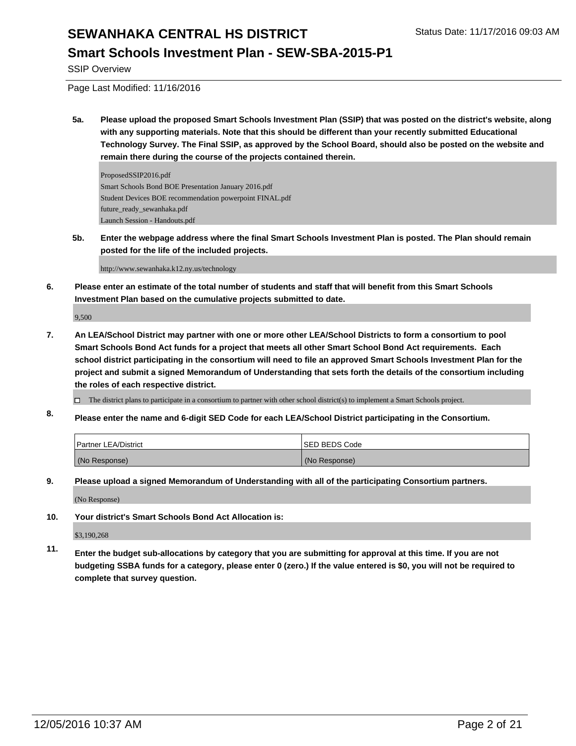**5a. Please upload the proposed Smart Schools Investment Plan (SSIP) that was posted on the district's website, along with any supporting materials. Note that this should be different than your recently submitted Educational Technology Survey. The Final SSIP, as approved by the School Board, should also be posted on the website and remain there during the course of the projects contained therein.**

ProposedSSIP2016.pdf
Smart Schools Bond BOE Presentation January 2016.pdf
Student Devices BOE recommendation powerpoint FINAL.pdf
future_ready_sewanhaka.pdf
Launch Session - Handouts.pdf

**5b. Enter the webpage address where the final Smart Schools Investment Plan is posted. The Plan should remain posted for the life of the included projects.**

http://www.sewanhaka.k12.ny.us/technology

**6. Please enter an estimate of the total number of students and staff that will benefit from this Smart Schools Investment Plan based on the cumulative projects submitted to date.**

9,500

**7. An LEA/School District may partner with one or more other LEA/School Districts to form a consortium to pool Smart Schools Bond Act funds for a project that meets all other Smart School Bond Act requirements. Each school district participating in the consortium will need to file an approved Smart Schools Investment Plan for the project and submit a signed Memorandum of Understanding that sets forth the details of the consortium including the roles of each respective district.**

☐ The district plans to participate in a consortium to partner with other school district(s) to implement a Smart Schools project.

**8. Please enter the name and 6-digit SED Code for each LEA/School District participating in the Consortium.**

| Partner LEA/District | SED BEDS Code |
|---|---|
| (No Response) | (No Response) |

**9. Please upload a signed Memorandum of Understanding with all of the participating Consortium partners.**

(No Response)

**10. Your district's Smart Schools Bond Act Allocation is:**

$3,190,268

**11. Enter the budget sub-allocations by category that you are submitting for approval at this time. If you are not budgeting SSBA funds for a category, please enter 0 (zero.) If the value entered is $0, you will not be required to complete that survey question.**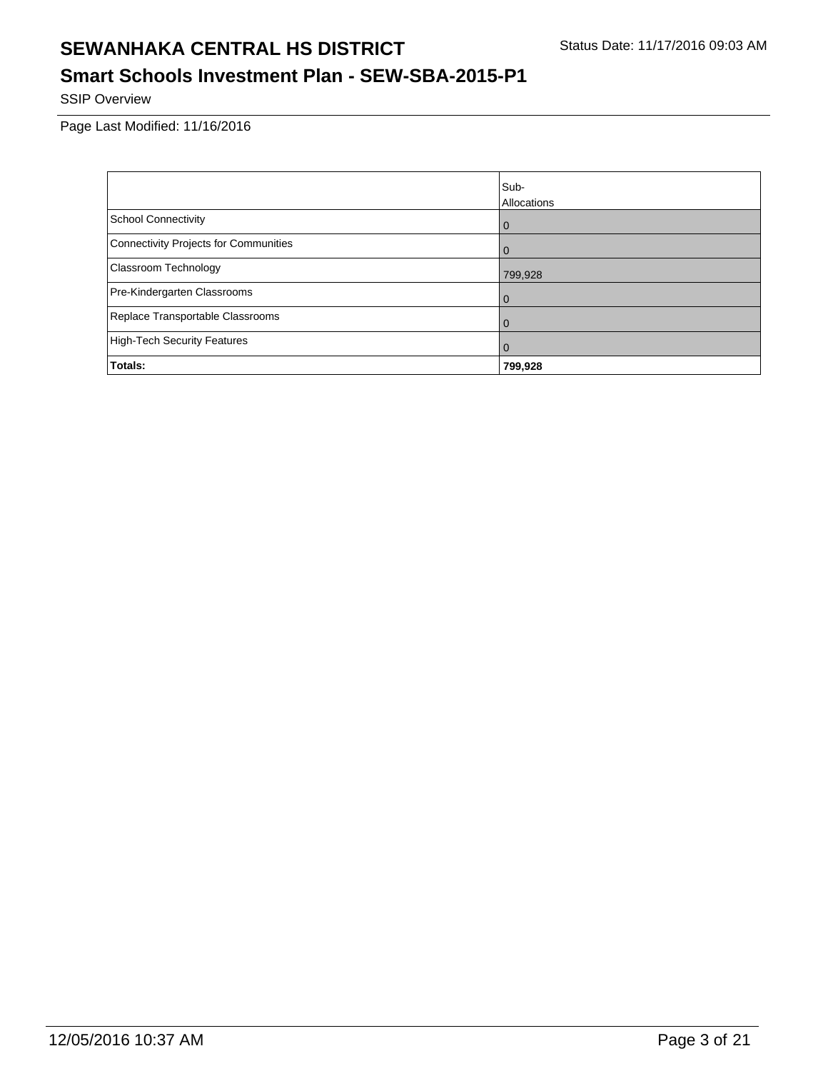# SEWANHAKA CENTRAL HS DISTRICT

Status Date: 11/17/2016 09:03 AM

## Smart Schools Investment Plan - SEW-SBA-2015-P1

SSIP Overview

Page Last Modified: 11/16/2016

| | Sub-Allocations |
|---|---|
| School Connectivity | 0 |
| Connectivity Projects for Communities | 0 |
| Classroom Technology | 799,928 |
| Pre-Kindergarten Classrooms | 0 |
| Replace Transportable Classrooms | 0 |
| High-Tech Security Features | 0 |
| **Totals:** | **799,928** |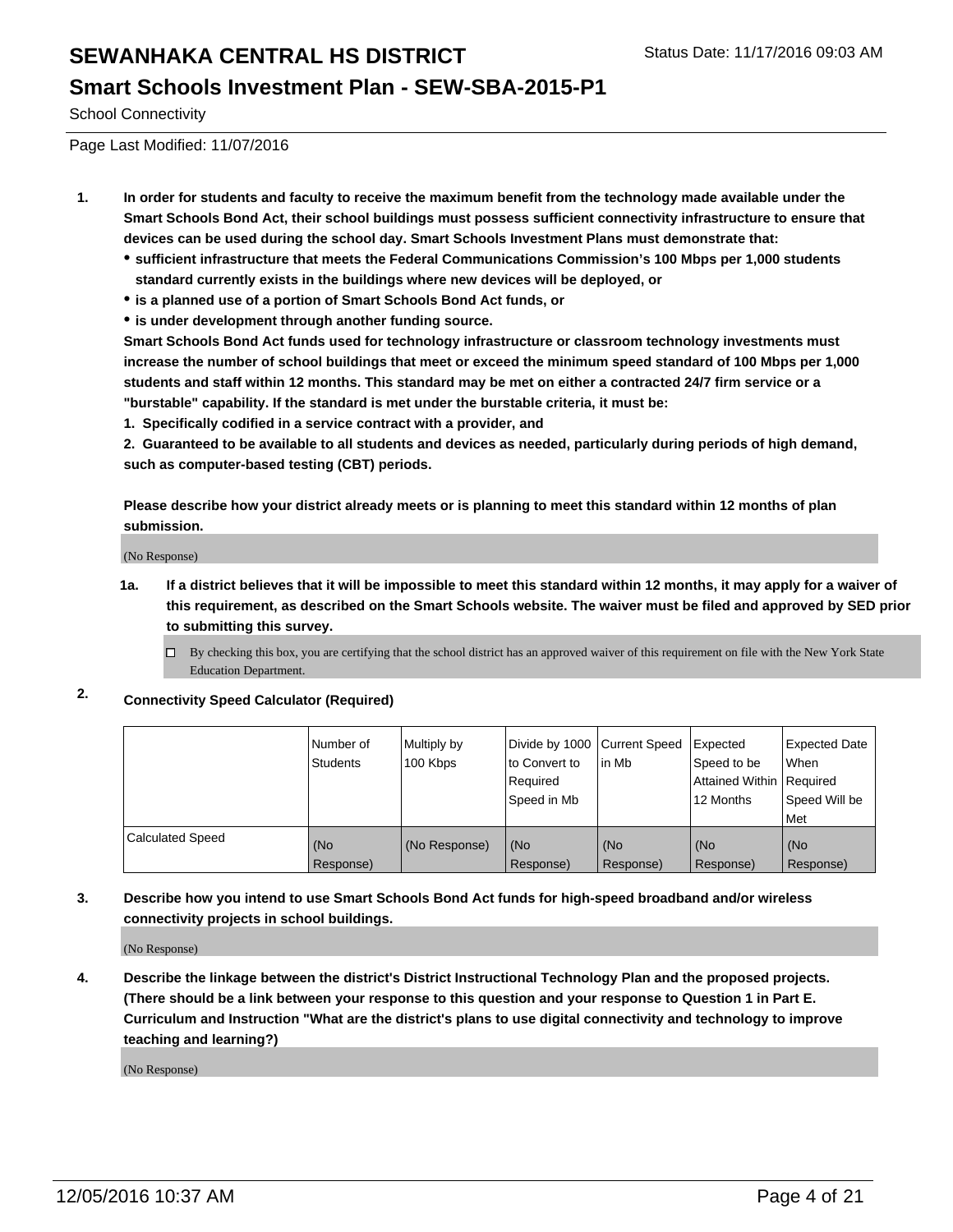# SEWANHAKA CENTRAL HS DISTRICT

Status Date: 11/17/2016 09:03 AM

## Smart Schools Investment Plan - SEW-SBA-2015-P1

School Connectivity

Page Last Modified: 11/07/2016

1. **In order for students and faculty to receive the maximum benefit from the technology made available under the Smart Schools Bond Act, their school buildings must possess sufficient connectivity infrastructure to ensure that devices can be used during the school day. Smart Schools Investment Plans must demonstrate that:**
   - **sufficient infrastructure that meets the Federal Communications Commission's 100 Mbps per 1,000 students standard currently exists in the buildings where new devices will be deployed, or**
   - **is a planned use of a portion of Smart Schools Bond Act funds, or**
   - **is under development through another funding source.**

   **Smart Schools Bond Act funds used for technology infrastructure or classroom technology investments must increase the number of school buildings that meet or exceed the minimum speed standard of 100 Mbps per 1,000 students and staff within 12 months. This standard may be met on either a contracted 24/7 firm service or a "burstable" capability. If the standard is met under the burstable criteria, it must be:**

   **1. Specifically codified in a service contract with a provider, and**

   **2. Guaranteed to be available to all students and devices as needed, particularly during periods of high demand, such as computer-based testing (CBT) periods.**

   **Please describe how your district already meets or is planning to meet this standard within 12 months of plan submission.**

   (No Response)

   **1a. If a district believes that it will be impossible to meet this standard within 12 months, it may apply for a waiver of this requirement, as described on the Smart Schools website. The waiver must be filed and approved by SED prior to submitting this survey.**

   ☐ By checking this box, you are certifying that the school district has an approved waiver of this requirement on file with the New York State Education Department.

2. **Connectivity Speed Calculator (Required)**

|  | Number of Students | Multiply by 100 Kbps | Divide by 1000 to Convert to Required Speed in Mb | Current Speed in Mb | Expected Speed to be Attained Within 12 Months | Expected Date When Required Speed Will be Met |
|---|---|---|---|---|---|---|
| Calculated Speed | (No Response) | (No Response) | (No Response) | (No Response) | (No Response) | (No Response) |

3. **Describe how you intend to use Smart Schools Bond Act funds for high-speed broadband and/or wireless connectivity projects in school buildings.**

   (No Response)

4. **Describe the linkage between the district's District Instructional Technology Plan and the proposed projects. (There should be a link between your response to this question and your response to Question 1 in Part E. Curriculum and Instruction "What are the district's plans to use digital connectivity and technology to improve teaching and learning?)**

   (No Response)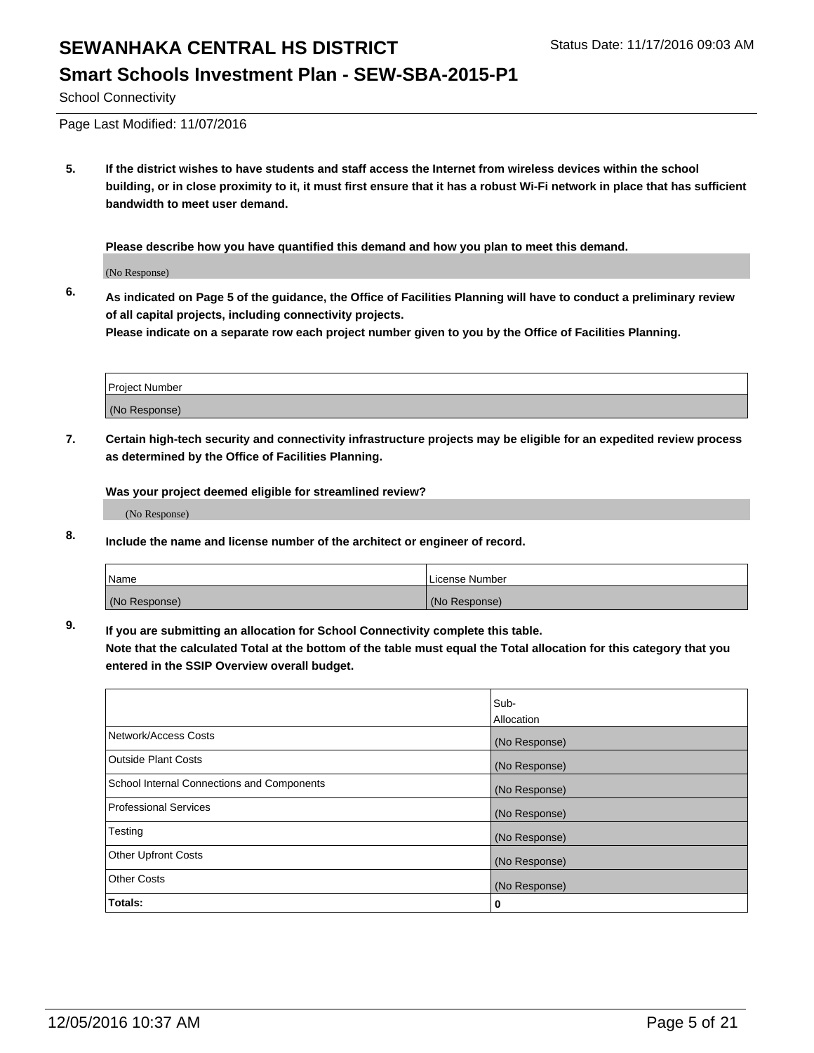# SEWANHAKA CENTRAL HS DISTRICT

## Smart Schools Investment Plan - SEW-SBA-2015-P1

School Connectivity

Page Last Modified: 11/07/2016

**5. If the district wishes to have students and staff access the Internet from wireless devices within the school building, or in close proximity to it, it must first ensure that it has a robust Wi-Fi network in place that has sufficient bandwidth to meet user demand.**

**Please describe how you have quantified this demand and how you plan to meet this demand.**

(No Response)

**6. As indicated on Page 5 of the guidance, the Office of Facilities Planning will have to conduct a preliminary review of all capital projects, including connectivity projects.**
**Please indicate on a separate row each project number given to you by the Office of Facilities Planning.**

| Project Number |
| --- |
| (No Response) |

**7. Certain high-tech security and connectivity infrastructure projects may be eligible for an expedited review process as determined by the Office of Facilities Planning.**

**Was your project deemed eligible for streamlined review?**

(No Response)

**8. Include the name and license number of the architect or engineer of record.**

| Name | License Number |
| --- | --- |
| (No Response) | (No Response) |

**9. If you are submitting an allocation for School Connectivity complete this table.**
**Note that the calculated Total at the bottom of the table must equal the Total allocation for this category that you entered in the SSIP Overview overall budget.**

| | Sub-Allocation |
| --- | --- |
| Network/Access Costs | (No Response) |
| Outside Plant Costs | (No Response) |
| School Internal Connections and Components | (No Response) |
| Professional Services | (No Response) |
| Testing | (No Response) |
| Other Upfront Costs | (No Response) |
| Other Costs | (No Response) |
| **Totals:** | **0** |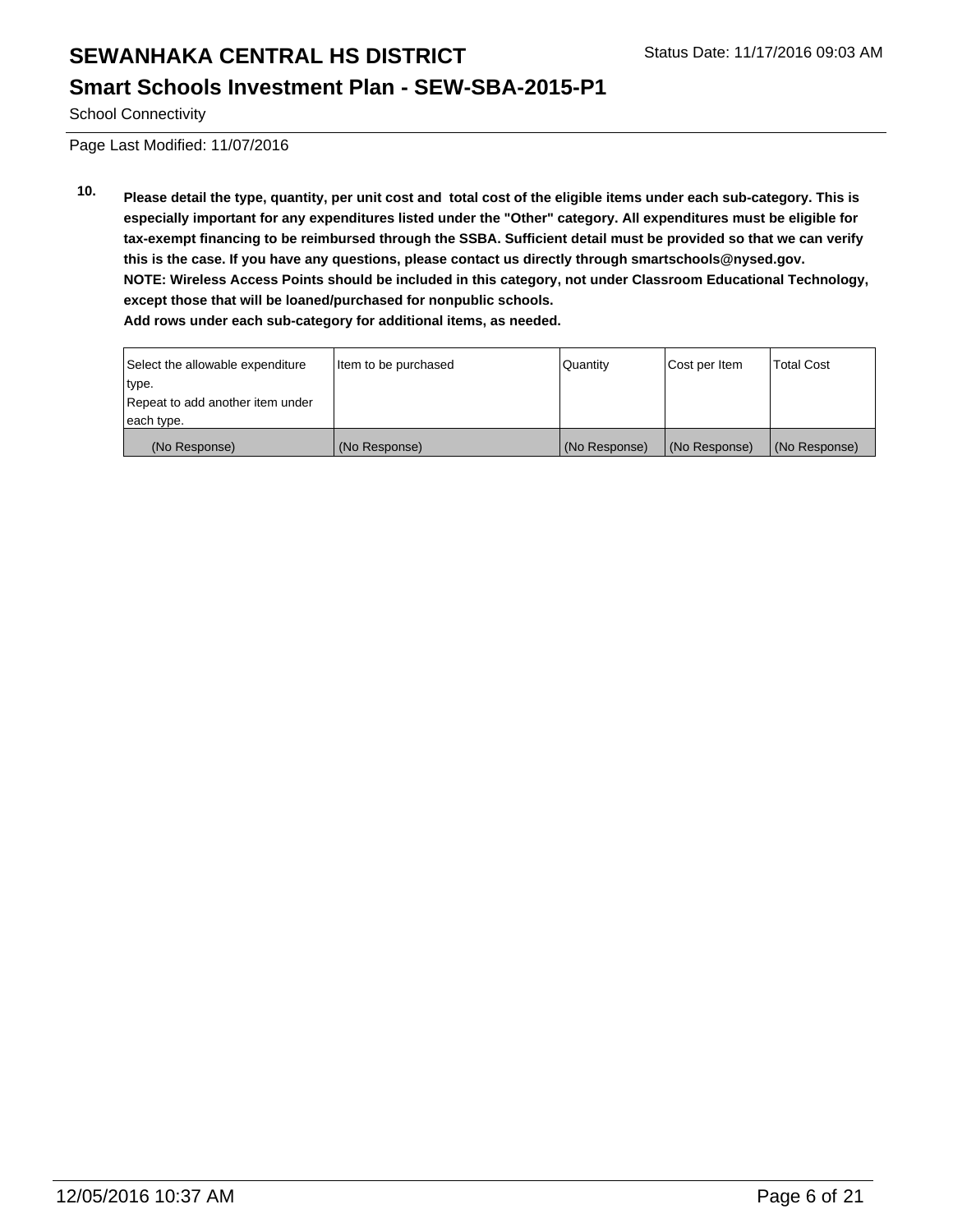# SEWANHAKA CENTRAL HS DISTRICT

Status Date: 11/17/2016 09:03 AM

## Smart Schools Investment Plan - SEW-SBA-2015-P1

School Connectivity

Page Last Modified: 11/07/2016

**10. Please detail the type, quantity, per unit cost and total cost of the eligible items under each sub-category. This is especially important for any expenditures listed under the "Other" category. All expenditures must be eligible for tax-exempt financing to be reimbursed through the SSBA. Sufficient detail must be provided so that we can verify this is the case. If you have any questions, please contact us directly through smartschools@nysed.gov.**
**NOTE: Wireless Access Points should be included in this category, not under Classroom Educational Technology, except those that will be loaned/purchased for nonpublic schools.**
**Add rows under each sub-category for additional items, as needed.**

| Select the allowable expenditure type. Repeat to add another item under each type. | Item to be purchased | Quantity | Cost per Item | Total Cost |
|---|---|---|---|---|
| (No Response) | (No Response) | (No Response) | (No Response) | (No Response) |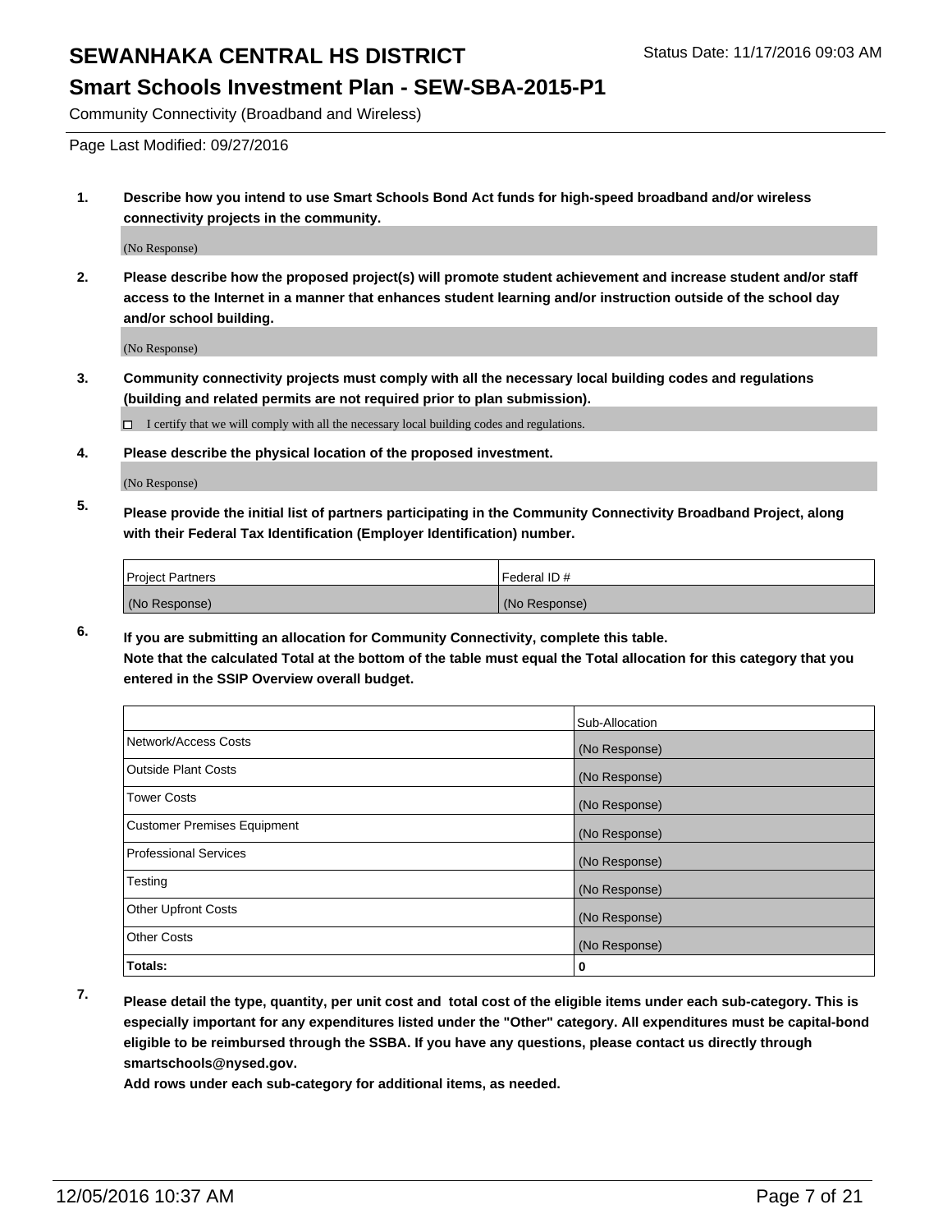Community Connectivity (Broadband and Wireless)

Page Last Modified: 09/27/2016

**1. Describe how you intend to use Smart Schools Bond Act funds for high-speed broadband and/or wireless connectivity projects in the community.**

(No Response)

**2. Please describe how the proposed project(s) will promote student achievement and increase student and/or staff access to the Internet in a manner that enhances student learning and/or instruction outside of the school day and/or school building.**

(No Response)

**3. Community connectivity projects must comply with all the necessary local building codes and regulations (building and related permits are not required prior to plan submission).**

☐ I certify that we will comply with all the necessary local building codes and regulations.

**4. Please describe the physical location of the proposed investment.**

(No Response)

**5. Please provide the initial list of partners participating in the Community Connectivity Broadband Project, along with their Federal Tax Identification (Employer Identification) number.**

| Project Partners | Federal ID # |
|---|---|
| (No Response) | (No Response) |

**6. If you are submitting an allocation for Community Connectivity, complete this table.**
**Note that the calculated Total at the bottom of the table must equal the Total allocation for this category that you entered in the SSIP Overview overall budget.**

| | Sub-Allocation |
|---|---|
| Network/Access Costs | (No Response) |
| Outside Plant Costs | (No Response) |
| Tower Costs | (No Response) |
| Customer Premises Equipment | (No Response) |
| Professional Services | (No Response) |
| Testing | (No Response) |
| Other Upfront Costs | (No Response) |
| Other Costs | (No Response) |
| **Totals:** | **0** |

**7. Please detail the type, quantity, per unit cost and total cost of the eligible items under each sub-category. This is especially important for any expenditures listed under the "Other" category. All expenditures must be capital-bond eligible to be reimbursed through the SSBA. If you have any questions, please contact us directly through smartschools@nysed.gov.**

**Add rows under each sub-category for additional items, as needed.**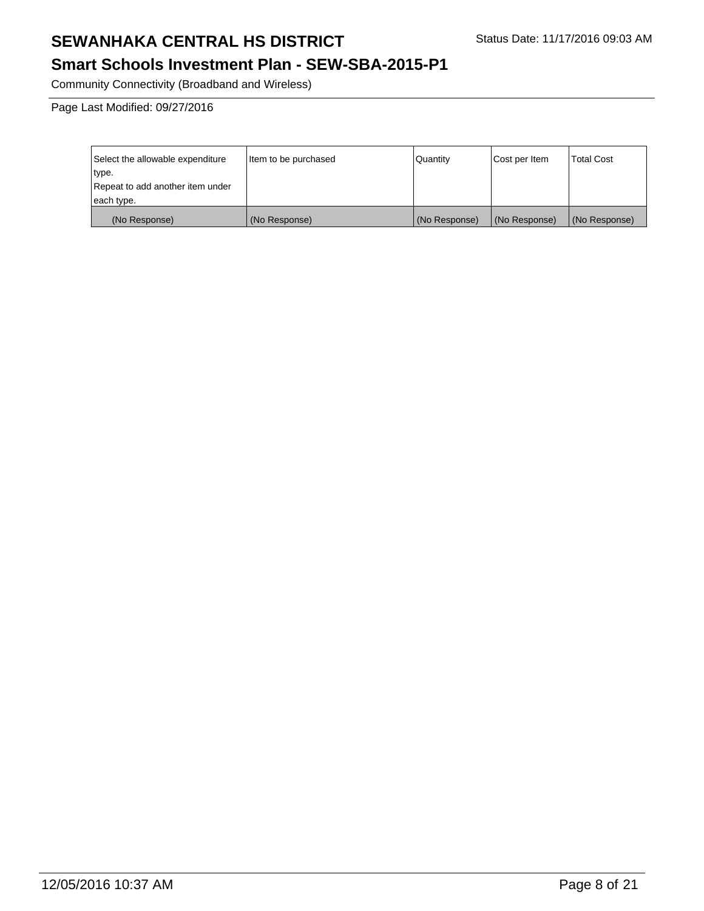# SEWANHAKA CENTRAL HS DISTRICT

Status Date: 11/17/2016 09:03 AM

## Smart Schools Investment Plan - SEW-SBA-2015-P1

Community Connectivity (Broadband and Wireless)

Page Last Modified: 09/27/2016

| Select the allowable expenditure type. Repeat to add another item under each type. | Item to be purchased | Quantity | Cost per Item | Total Cost |
| --- | --- | --- | --- | --- |
| (No Response) | (No Response) | (No Response) | (No Response) | (No Response) |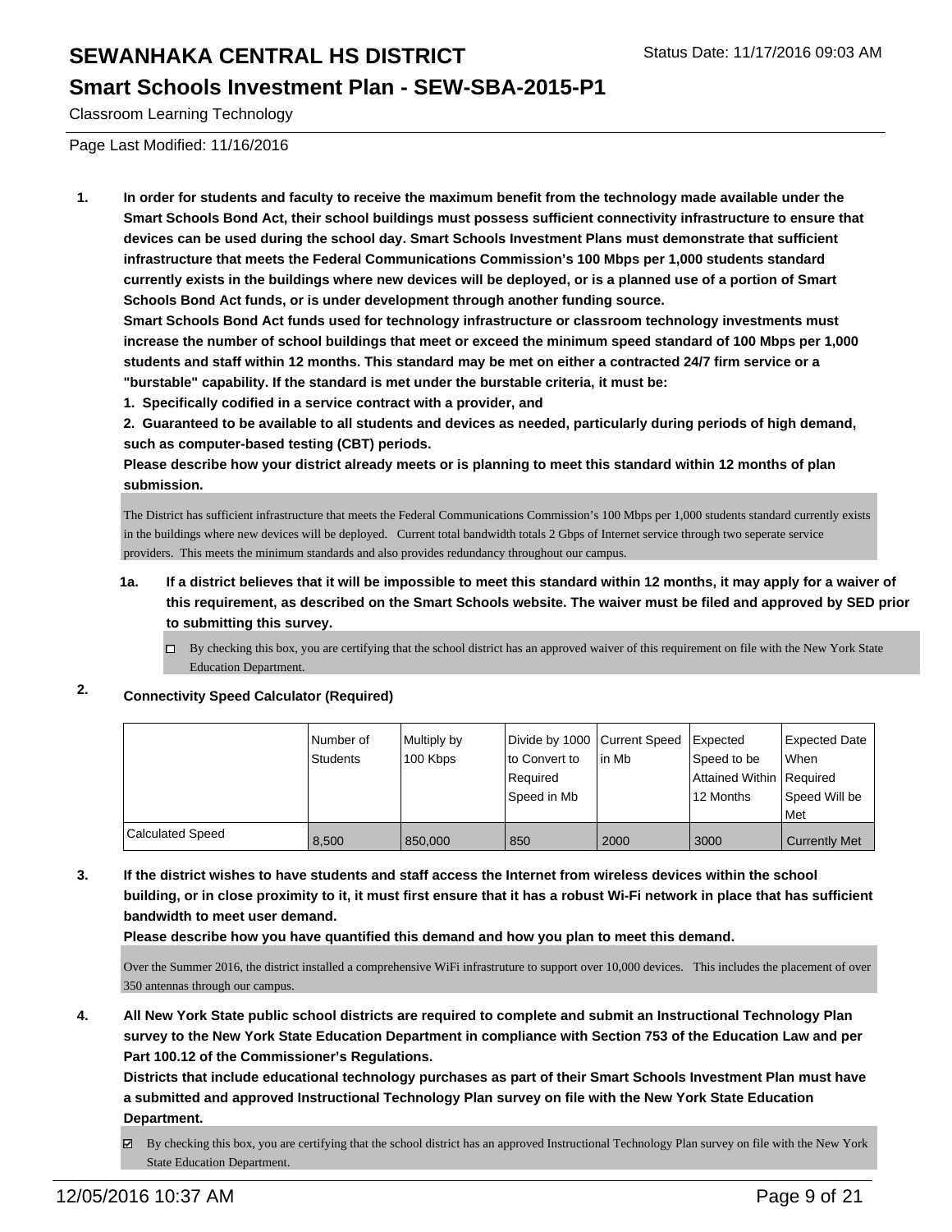# SEWANHAKA CENTRAL HS DISTRICT

Status Date: 11/17/2016 09:03 AM

## Smart Schools Investment Plan - SEW-SBA-2015-P1

Classroom Learning Technology

Page Last Modified: 11/16/2016

1. **In order for students and faculty to receive the maximum benefit from the technology made available under the Smart Schools Bond Act, their school buildings must possess sufficient connectivity infrastructure to ensure that devices can be used during the school day. Smart Schools Investment Plans must demonstrate that sufficient infrastructure that meets the Federal Communications Commission's 100 Mbps per 1,000 students standard currently exists in the buildings where new devices will be deployed, or is a planned use of a portion of Smart Schools Bond Act funds, or is under development through another funding source.**

   **Smart Schools Bond Act funds used for technology infrastructure or classroom technology investments must increase the number of school buildings that meet or exceed the minimum speed standard of 100 Mbps per 1,000 students and staff within 12 months. This standard may be met on either a contracted 24/7 firm service or a "burstable" capability. If the standard is met under the burstable criteria, it must be:**

   **1. Specifically codified in a service contract with a provider, and**

   **2. Guaranteed to be available to all students and devices as needed, particularly during periods of high demand, such as computer-based testing (CBT) periods.**

   **Please describe how your district already meets or is planning to meet this standard within 12 months of plan submission.**

   The District has sufficient infrastructure that meets the Federal Communications Commission's 100 Mbps per 1,000 students standard currently exists in the buildings where new devices will be deployed. Current total bandwidth totals 2 Gbps of Internet service through two seperate service providers. This meets the minimum standards and also provides redundancy throughout our campus.

   1a. **If a district believes that it will be impossible to meet this standard within 12 months, it may apply for a waiver of this requirement, as described on the Smart Schools website. The waiver must be filed and approved by SED prior to submitting this survey.**

   ☐ By checking this box, you are certifying that the school district has an approved waiver of this requirement on file with the New York State Education Department.

2. **Connectivity Speed Calculator (Required)**

| | Number of Students | Multiply by 100 Kbps | Divide by 1000 to Convert to Required Speed in Mb | Current Speed in Mb | Expected Speed to be Attained Within 12 Months | Expected Date When Required Speed Will be Met |
|---|---|---|---|---|---|---|
| Calculated Speed | 8,500 | 850,000 | 850 | 2000 | 3000 | Currently Met |

3. **If the district wishes to have students and staff access the Internet from wireless devices within the school building, or in close proximity to it, it must first ensure that it has a robust Wi-Fi network in place that has sufficient bandwidth to meet user demand.**

   **Please describe how you have quantified this demand and how you plan to meet this demand.**

   Over the Summer 2016, the district installed a comprehensive WiFi infrastruture to support over 10,000 devices. This includes the placement of over 350 antennas through our campus.

4. **All New York State public school districts are required to complete and submit an Instructional Technology Plan survey to the New York State Education Department in compliance with Section 753 of the Education Law and per Part 100.12 of the Commissioner's Regulations.**

   **Districts that include educational technology purchases as part of their Smart Schools Investment Plan must have a submitted and approved Instructional Technology Plan survey on file with the New York State Education Department.**

   ☑ By checking this box, you are certifying that the school district has an approved Instructional Technology Plan survey on file with the New York State Education Department.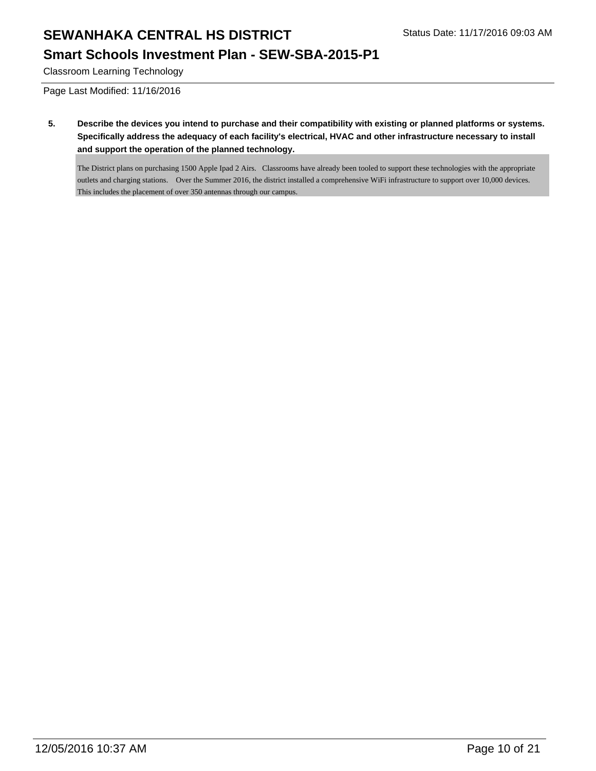# SEWANHAKA CENTRAL HS DISTRICT

Status Date: 11/17/2016 09:03 AM

## Smart Schools Investment Plan - SEW-SBA-2015-P1

Classroom Learning Technology

Page Last Modified: 11/16/2016

**5. Describe the devices you intend to purchase and their compatibility with existing or planned platforms or systems. Specifically address the adequacy of each facility's electrical, HVAC and other infrastructure necessary to install and support the operation of the planned technology.**

The District plans on purchasing 1500 Apple Ipad 2 Airs. Classrooms have already been tooled to support these technologies with the appropriate outlets and charging stations. Over the Summer 2016, the district installed a comprehensive WiFi infrastructure to support over 10,000 devices. This includes the placement of over 350 antennas through our campus.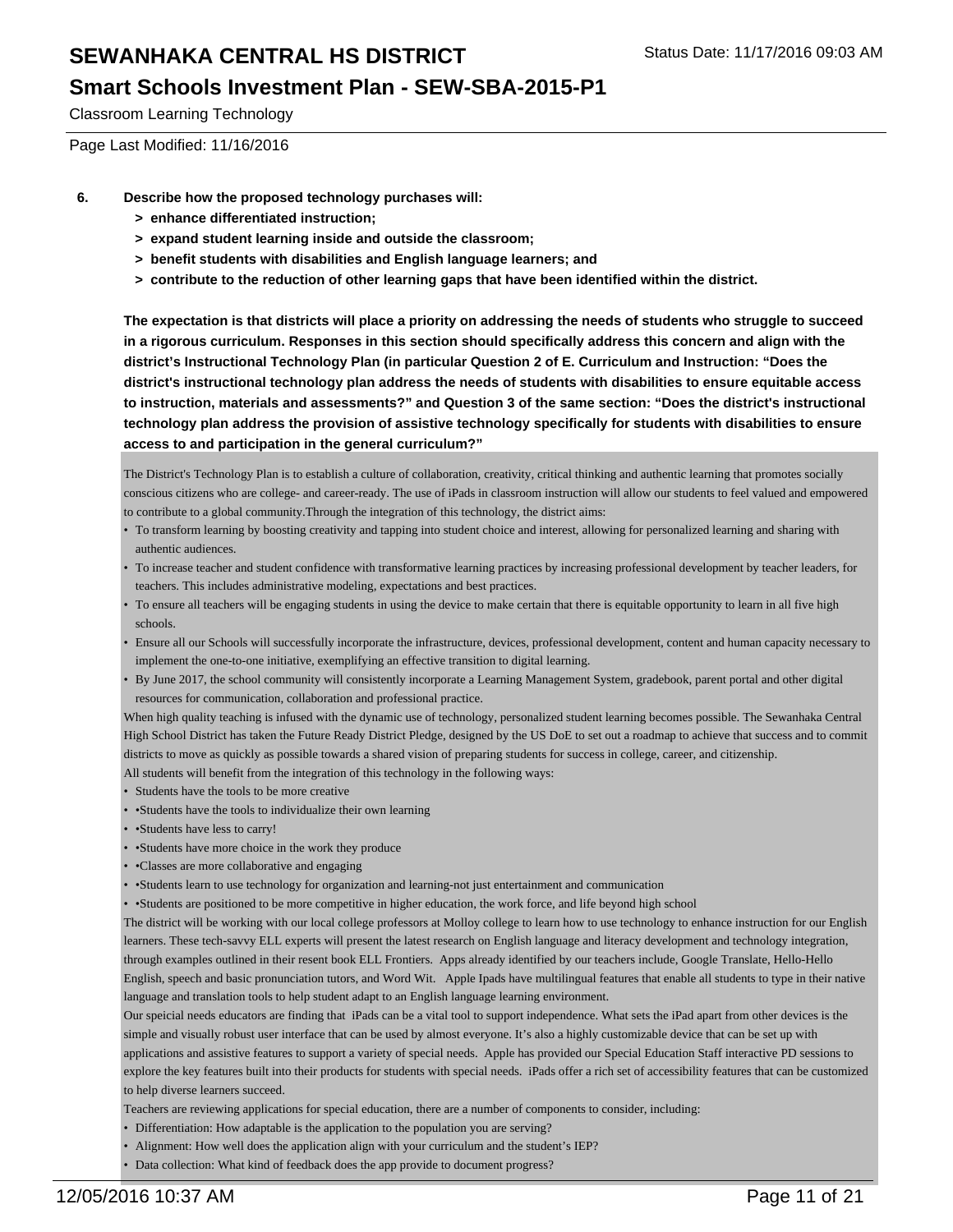6. **Describe how the proposed technology purchases will:**
   - **> enhance differentiated instruction;**
   - **> expand student learning inside and outside the classroom;**
   - **> benefit students with disabilities and English language learners; and**
   - **> contribute to the reduction of other learning gaps that have been identified within the district.**

   **The expectation is that districts will place a priority on addressing the needs of students who struggle to succeed in a rigorous curriculum. Responses in this section should specifically address this concern and align with the district's Instructional Technology Plan (in particular Question 2 of E. Curriculum and Instruction: "Does the district's instructional technology plan address the needs of students with disabilities to ensure equitable access to instruction, materials and assessments?" and Question 3 of the same section: "Does the district's instructional technology plan address the provision of assistive technology specifically for students with disabilities to ensure access to and participation in the general curriculum?"**

The District's Technology Plan is to establish a culture of collaboration, creativity, critical thinking and authentic learning that promotes socially conscious citizens who are college- and career-ready. The use of iPads in classroom instruction will allow our students to feel valued and empowered to contribute to a global community.Through the integration of this technology, the district aims:

- To transform learning by boosting creativity and tapping into student choice and interest, allowing for personalized learning and sharing with authentic audiences.
- To increase teacher and student confidence with transformative learning practices by increasing professional development by teacher leaders, for teachers. This includes administrative modeling, expectations and best practices.
- To ensure all teachers will be engaging students in using the device to make certain that there is equitable opportunity to learn in all five high schools.
- Ensure all our Schools will successfully incorporate the infrastructure, devices, professional development, content and human capacity necessary to implement the one-to-one initiative, exemplifying an effective transition to digital learning.
- By June 2017, the school community will consistently incorporate a Learning Management System, gradebook, parent portal and other digital resources for communication, collaboration and professional practice.

When high quality teaching is infused with the dynamic use of technology, personalized student learning becomes possible. The Sewanhaka Central High School District has taken the Future Ready District Pledge, designed by the US DoE to set out a roadmap to achieve that success and to commit districts to move as quickly as possible towards a shared vision of preparing students for success in college, career, and citizenship.

All students will benefit from the integration of this technology in the following ways:

- Students have the tools to be more creative
- •Students have the tools to individualize their own learning
- •Students have less to carry!
- •Students have more choice in the work they produce
- •Classes are more collaborative and engaging
- •Students learn to use technology for organization and learning-not just entertainment and communication
- •Students are positioned to be more competitive in higher education, the work force, and life beyond high school

The district will be working with our local college professors at Molloy college to learn how to use technology to enhance instruction for our English learners. These tech-savvy ELL experts will present the latest research on English language and literacy development and technology integration, through examples outlined in their resent book ELL Frontiers. Apps already identified by our teachers include, Google Translate, Hello-Hello English, speech and basic pronunciation tutors, and Word Wit. Apple Ipads have multilingual features that enable all students to type in their native language and translation tools to help student adapt to an English language learning environment.

Our speicial needs educators are finding that iPads can be a vital tool to support independence. What sets the iPad apart from other devices is the simple and visually robust user interface that can be used by almost everyone. It's also a highly customizable device that can be set up with applications and assistive features to support a variety of special needs. Apple has provided our Special Education Staff interactive PD sessions to explore the key features built into their products for students with special needs. iPads offer a rich set of accessibility features that can be customized to help diverse learners succeed.

Teachers are reviewing applications for special education, there are a number of components to consider, including:

- Differentiation: How adaptable is the application to the population you are serving?
- Alignment: How well does the application align with your curriculum and the student's IEP?
- Data collection: What kind of feedback does the app provide to document progress?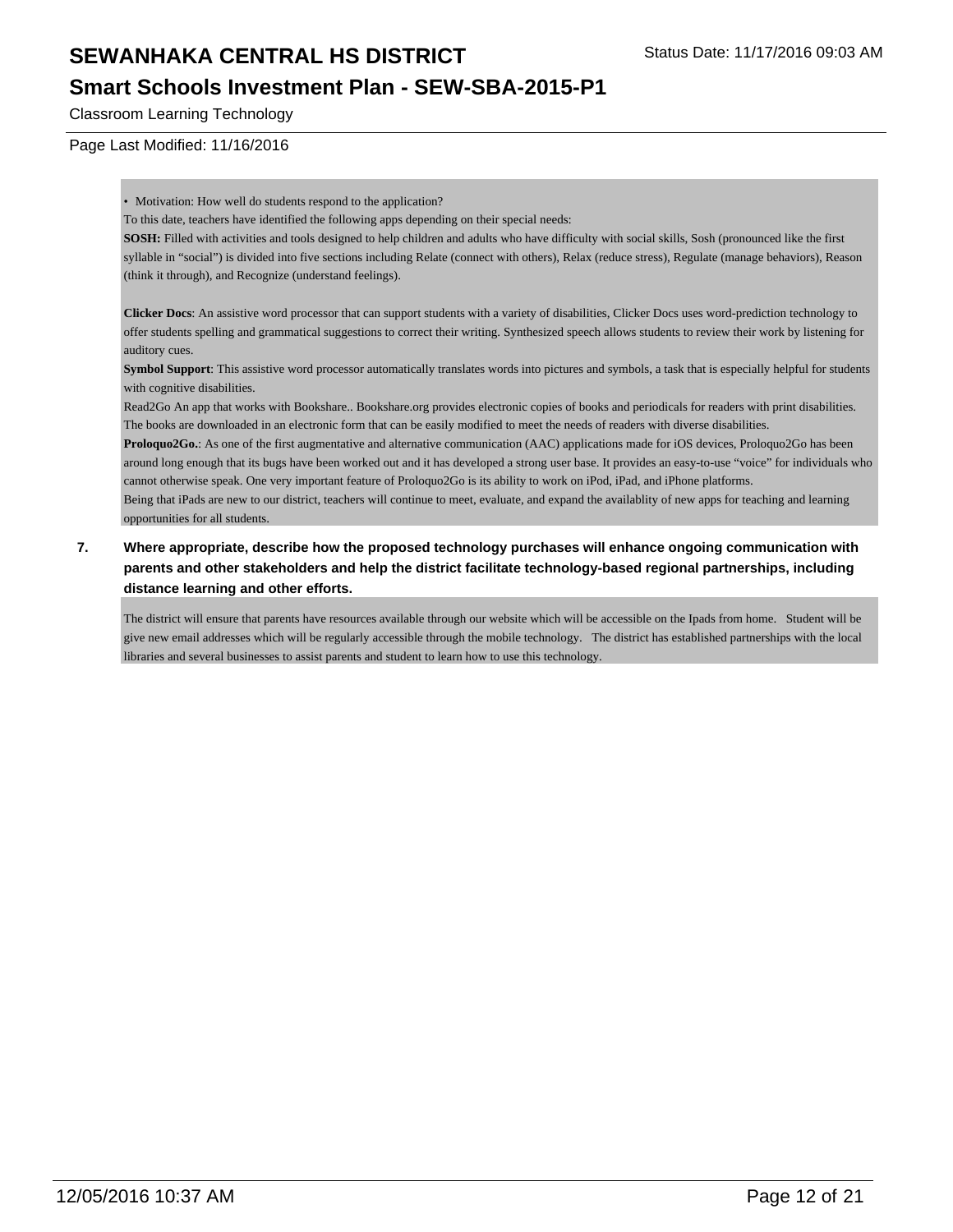• Motivation: How well do students respond to the application?

To this date, teachers have identified the following apps depending on their special needs:

**SOSH:** Filled with activities and tools designed to help children and adults who have difficulty with social skills, Sosh (pronounced like the first syllable in “social”) is divided into five sections including Relate (connect with others), Relax (reduce stress), Regulate (manage behaviors), Reason (think it through), and Recognize (understand feelings).

**Clicker Docs**: An assistive word processor that can support students with a variety of disabilities, Clicker Docs uses word-prediction technology to offer students spelling and grammatical suggestions to correct their writing. Synthesized speech allows students to review their work by listening for auditory cues.

**Symbol Support**: This assistive word processor automatically translates words into pictures and symbols, a task that is especially helpful for students with cognitive disabilities.

Read2Go An app that works with Bookshare.. Bookshare.org provides electronic copies of books and periodicals for readers with print disabilities. The books are downloaded in an electronic form that can be easily modified to meet the needs of readers with diverse disabilities.

**Proloquo2Go.**: As one of the first augmentative and alternative communication (AAC) applications made for iOS devices, Proloquo2Go has been around long enough that its bugs have been worked out and it has developed a strong user base. It provides an easy-to-use “voice” for individuals who cannot otherwise speak. One very important feature of Proloquo2Go is its ability to work on iPod, iPad, and iPhone platforms.

Being that iPads are new to our district, teachers will continue to meet, evaluate, and expand the availablity of new apps for teaching and learning opportunities for all students.

**7. Where appropriate, describe how the proposed technology purchases will enhance ongoing communication with parents and other stakeholders and help the district facilitate technology-based regional partnerships, including distance learning and other efforts.**

The district will ensure that parents have resources available through our website which will be accessible on the Ipads from home. Student will be give new email addresses which will be regularly accessible through the mobile technology. The district has established partnerships with the local libraries and several businesses to assist parents and student to learn how to use this technology.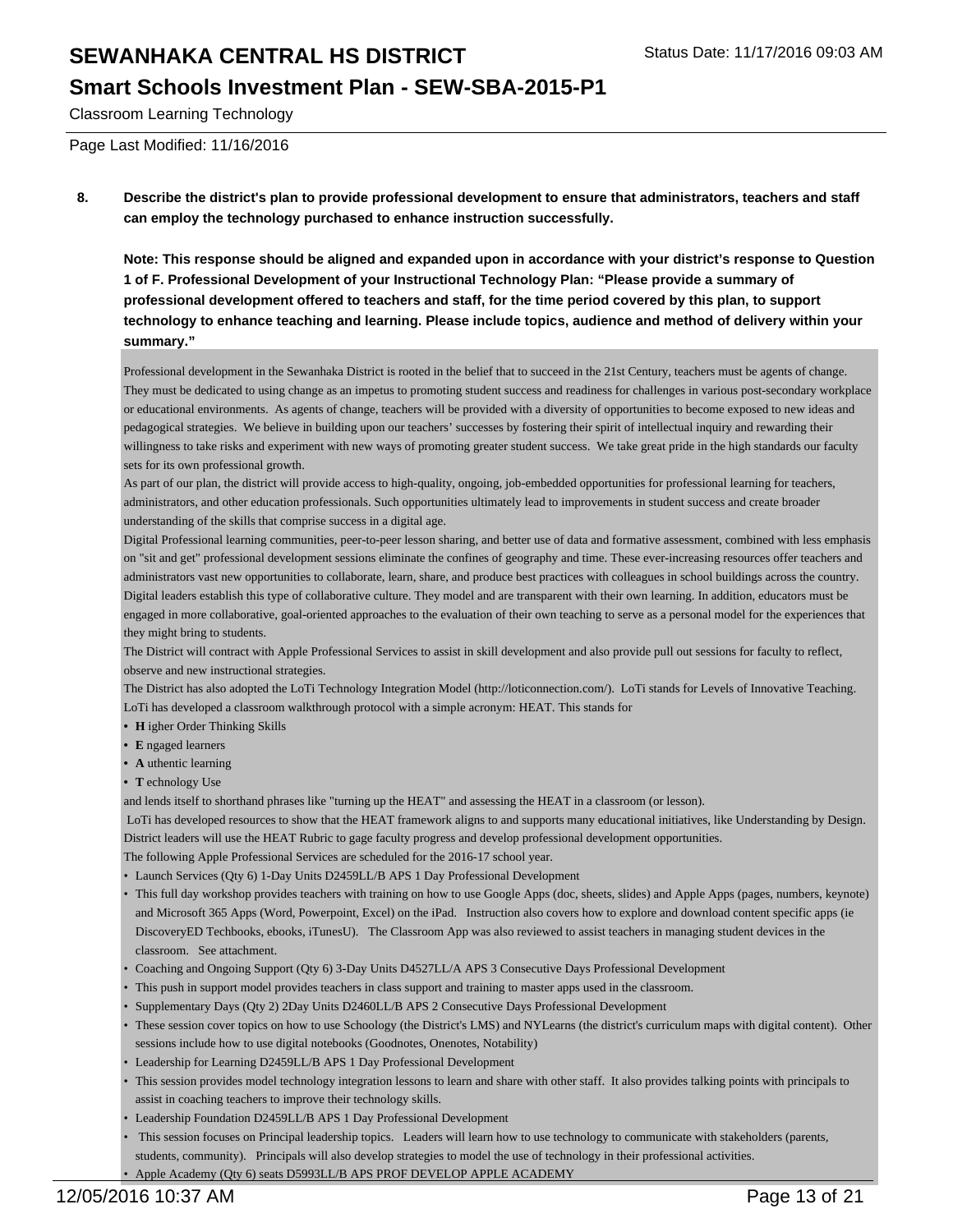**8. Describe the district's plan to provide professional development to ensure that administrators, teachers and staff can employ the technology purchased to enhance instruction successfully.**

**Note: This response should be aligned and expanded upon in accordance with your district's response to Question 1 of F. Professional Development of your Instructional Technology Plan: "Please provide a summary of professional development offered to teachers and staff, for the time period covered by this plan, to support technology to enhance teaching and learning. Please include topics, audience and method of delivery within your summary."**

Professional development in the Sewanhaka District is rooted in the belief that to succeed in the 21st Century, teachers must be agents of change. They must be dedicated to using change as an impetus to promoting student success and readiness for challenges in various post-secondary workplace or educational environments. As agents of change, teachers will be provided with a diversity of opportunities to become exposed to new ideas and pedagogical strategies. We believe in building upon our teachers' successes by fostering their spirit of intellectual inquiry and rewarding their willingness to take risks and experiment with new ways of promoting greater student success. We take great pride in the high standards our faculty sets for its own professional growth.

As part of our plan, the district will provide access to high-quality, ongoing, job-embedded opportunities for professional learning for teachers, administrators, and other education professionals. Such opportunities ultimately lead to improvements in student success and create broader understanding of the skills that comprise success in a digital age.

Digital Professional learning communities, peer-to-peer lesson sharing, and better use of data and formative assessment, combined with less emphasis on "sit and get" professional development sessions eliminate the confines of geography and time. These ever-increasing resources offer teachers and administrators vast new opportunities to collaborate, learn, share, and produce best practices with colleagues in school buildings across the country. Digital leaders establish this type of collaborative culture. They model and are transparent with their own learning. In addition, educators must be engaged in more collaborative, goal-oriented approaches to the evaluation of their own teaching to serve as a personal model for the experiences that they might bring to students.

The District will contract with Apple Professional Services to assist in skill development and also provide pull out sessions for faculty to reflect, observe and new instructional strategies.

The District has also adopted the LoTi Technology Integration Model (http://loticonnection.com/). LoTi stands for Levels of Innovative Teaching. LoTi has developed a classroom walkthrough protocol with a simple acronym: HEAT. This stands for

- **H** igher Order Thinking Skills
- **E** ngaged learners
- **A** uthentic learning
- **T** echnology Use

and lends itself to shorthand phrases like "turning up the HEAT" and assessing the HEAT in a classroom (or lesson).

LoTi has developed resources to show that the HEAT framework aligns to and supports many educational initiatives, like Understanding by Design. District leaders will use the HEAT Rubric to gage faculty progress and develop professional development opportunities.

The following Apple Professional Services are scheduled for the 2016-17 school year.

- Launch Services (Qty 6) 1-Day Units D2459LL/B APS 1 Day Professional Development
- This full day workshop provides teachers with training on how to use Google Apps (doc, sheets, slides) and Apple Apps (pages, numbers, keynote) and Microsoft 365 Apps (Word, Powerpoint, Excel) on the iPad. Instruction also covers how to explore and download content specific apps (ie DiscoveryED Techbooks, ebooks, iTunesU). The Classroom App was also reviewed to assist teachers in managing student devices in the classroom. See attachment.
- Coaching and Ongoing Support (Qty 6) 3-Day Units D4527LL/A APS 3 Consecutive Days Professional Development
- This push in support model provides teachers in class support and training to master apps used in the classroom.
- Supplementary Days (Qty 2) 2Day Units D2460LL/B APS 2 Consecutive Days Professional Development
- These session cover topics on how to use Schoology (the District's LMS) and NYLearns (the district's curriculum maps with digital content). Other sessions include how to use digital notebooks (Goodnotes, Onenotes, Notability)
- Leadership for Learning D2459LL/B APS 1 Day Professional Development
- This session provides model technology integration lessons to learn and share with other staff. It also provides talking points with principals to assist in coaching teachers to improve their technology skills.
- Leadership Foundation D2459LL/B APS 1 Day Professional Development
- This session focuses on Principal leadership topics. Leaders will learn how to use technology to communicate with stakeholders (parents, students, community). Principals will also develop strategies to model the use of technology in their professional activities.
- Apple Academy (Qty 6) seats D5993LL/B APS PROF DEVELOP APPLE ACADEMY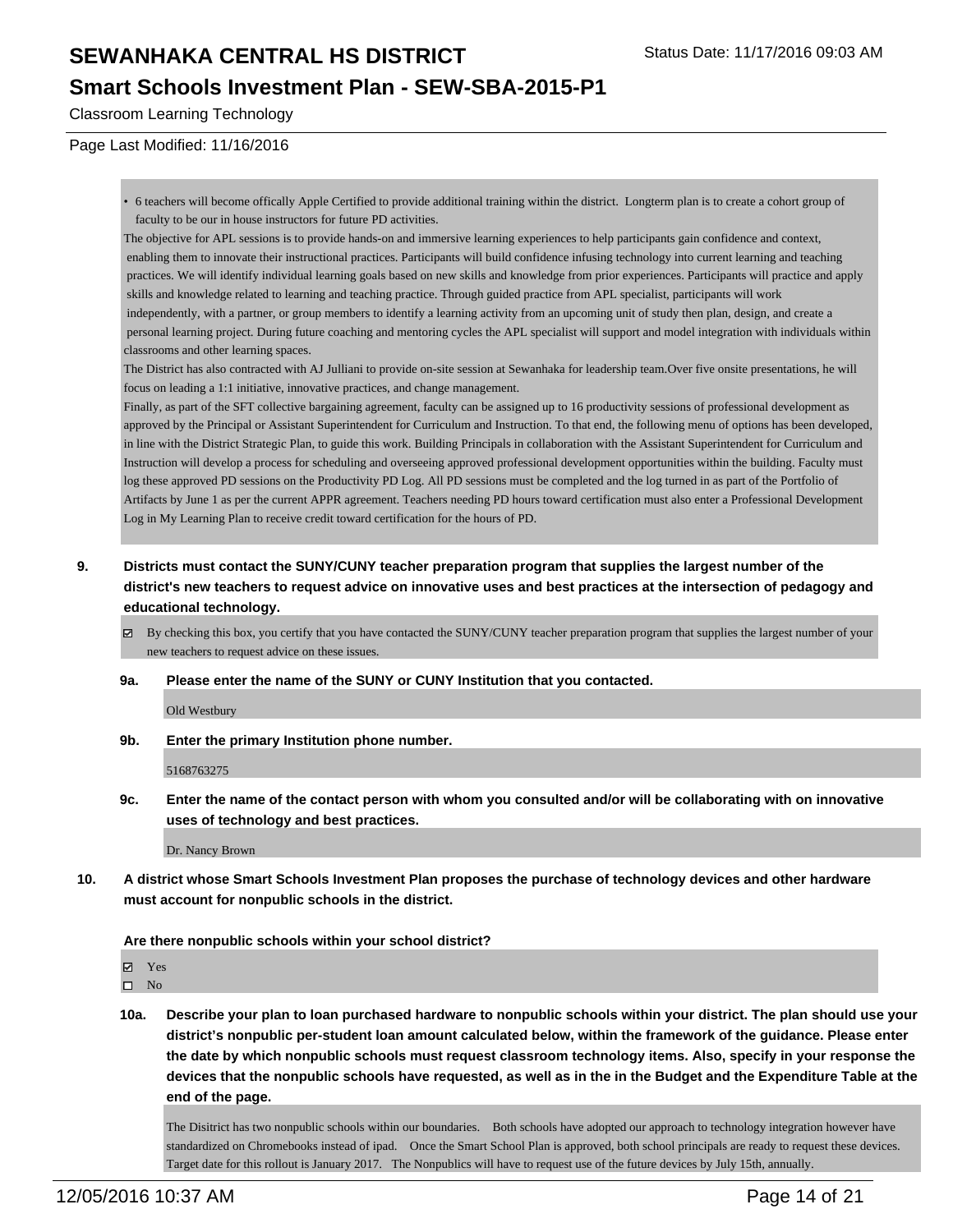- 6 teachers will become offically Apple Certified to provide additional training within the district. Longterm plan is to create a cohort group of faculty to be our in house instructors for future PD activities.

The objective for APL sessions is to provide hands-on and immersive learning experiences to help participants gain confidence and context, enabling them to innovate their instructional practices. Participants will build confidence infusing technology into current learning and teaching practices. We will identify individual learning goals based on new skills and knowledge from prior experiences. Participants will practice and apply skills and knowledge related to learning and teaching practice. Through guided practice from APL specialist, participants will work independently, with a partner, or group members to identify a learning activity from an upcoming unit of study then plan, design, and create a personal learning project. During future coaching and mentoring cycles the APL specialist will support and model integration with individuals within classrooms and other learning spaces.

The District has also contracted with AJ Julliani to provide on-site session at Sewanhaka for leadership team.Over five onsite presentations, he will focus on leading a 1:1 initiative, innovative practices, and change management.

Finally, as part of the SFT collective bargaining agreement, faculty can be assigned up to 16 productivity sessions of professional development as approved by the Principal or Assistant Superintendent for Curriculum and Instruction. To that end, the following menu of options has been developed, in line with the District Strategic Plan, to guide this work. Building Principals in collaboration with the Assistant Superintendent for Curriculum and Instruction will develop a process for scheduling and overseeing approved professional development opportunities within the building. Faculty must log these approved PD sessions on the Productivity PD Log. All PD sessions must be completed and the log turned in as part of the Portfolio of Artifacts by June 1 as per the current APPR agreement. Teachers needing PD hours toward certification must also enter a Professional Development Log in My Learning Plan to receive credit toward certification for the hours of PD.

**9. Districts must contact the SUNY/CUNY teacher preparation program that supplies the largest number of the district's new teachers to request advice on innovative uses and best practices at the intersection of pedagogy and educational technology.**

☑ By checking this box, you certify that you have contacted the SUNY/CUNY teacher preparation program that supplies the largest number of your new teachers to request advice on these issues.

**9a. Please enter the name of the SUNY or CUNY Institution that you contacted.**

Old Westbury

**9b. Enter the primary Institution phone number.**

5168763275

**9c. Enter the name of the contact person with whom you consulted and/or will be collaborating with on innovative uses of technology and best practices.**

Dr. Nancy Brown

**10. A district whose Smart Schools Investment Plan proposes the purchase of technology devices and other hardware must account for nonpublic schools in the district.**

**Are there nonpublic schools within your school district?**

☑ Yes
☐ No

**10a. Describe your plan to loan purchased hardware to nonpublic schools within your district. The plan should use your district's nonpublic per-student loan amount calculated below, within the framework of the guidance. Please enter the date by which nonpublic schools must request classroom technology items. Also, specify in your response the devices that the nonpublic schools have requested, as well as in the in the Budget and the Expenditure Table at the end of the page.**

The Disitrict has two nonpublic schools within our boundaries. Both schools have adopted our approach to technology integration however have standardized on Chromebooks instead of ipad. Once the Smart School Plan is approved, both school principals are ready to request these devices. Target date for this rollout is January 2017. The Nonpublics will have to request use of the future devices by July 15th, annually.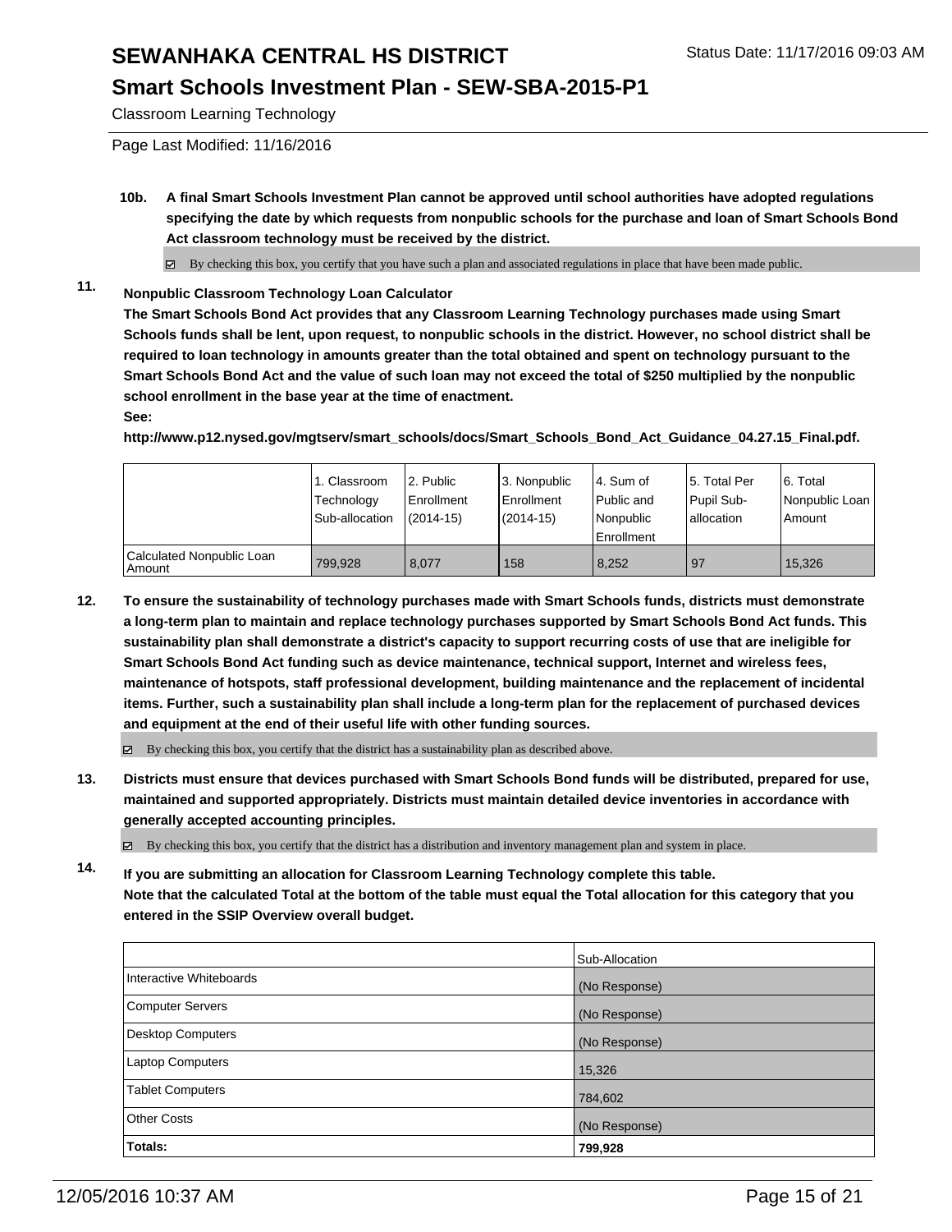# SEWANHAKA CENTRAL HS DISTRICT

Status Date: 11/17/2016 09:03 AM

## Smart Schools Investment Plan - SEW-SBA-2015-P1

Classroom Learning Technology

Page Last Modified: 11/16/2016

**10b. A final Smart Schools Investment Plan cannot be approved until school authorities have adopted regulations specifying the date by which requests from nonpublic schools for the purchase and loan of Smart Schools Bond Act classroom technology must be received by the district.**

☑ By checking this box, you certify that you have such a plan and associated regulations in place that have been made public.

**11. Nonpublic Classroom Technology Loan Calculator**

**The Smart Schools Bond Act provides that any Classroom Learning Technology purchases made using Smart Schools funds shall be lent, upon request, to nonpublic schools in the district. However, no school district shall be required to loan technology in amounts greater than the total obtained and spent on technology pursuant to the Smart Schools Bond Act and the value of such loan may not exceed the total of $250 multiplied by the nonpublic school enrollment in the base year at the time of enactment.**

**See:**

**http://www.p12.nysed.gov/mgtserv/smart_schools/docs/Smart_Schools_Bond_Act_Guidance_04.27.15_Final.pdf.**

| | 1. Classroom Technology Sub-allocation | 2. Public Enrollment (2014-15) | 3. Nonpublic Enrollment (2014-15) | 4. Sum of Public and Nonpublic Enrollment | 5. Total Per Pupil Sub-allocation | 6. Total Nonpublic Loan Amount |
|---|---|---|---|---|---|---|
| Calculated Nonpublic Loan Amount | 799,928 | 8,077 | 158 | 8,252 | 97 | 15,326 |

**12. To ensure the sustainability of technology purchases made with Smart Schools funds, districts must demonstrate a long-term plan to maintain and replace technology purchases supported by Smart Schools Bond Act funds. This sustainability plan shall demonstrate a district's capacity to support recurring costs of use that are ineligible for Smart Schools Bond Act funding such as device maintenance, technical support, Internet and wireless fees, maintenance of hotspots, staff professional development, building maintenance and the replacement of incidental items. Further, such a sustainability plan shall include a long-term plan for the replacement of purchased devices and equipment at the end of their useful life with other funding sources.**

☑ By checking this box, you certify that the district has a sustainability plan as described above.

**13. Districts must ensure that devices purchased with Smart Schools Bond funds will be distributed, prepared for use, maintained and supported appropriately. Districts must maintain detailed device inventories in accordance with generally accepted accounting principles.**

☑ By checking this box, you certify that the district has a distribution and inventory management plan and system in place.

**14. If you are submitting an allocation for Classroom Learning Technology complete this table. Note that the calculated Total at the bottom of the table must equal the Total allocation for this category that you entered in the SSIP Overview overall budget.**

| | Sub-Allocation |
|---|---|
| Interactive Whiteboards | (No Response) |
| Computer Servers | (No Response) |
| Desktop Computers | (No Response) |
| Laptop Computers | 15,326 |
| Tablet Computers | 784,602 |
| Other Costs | (No Response) |
| **Totals:** | **799,928** |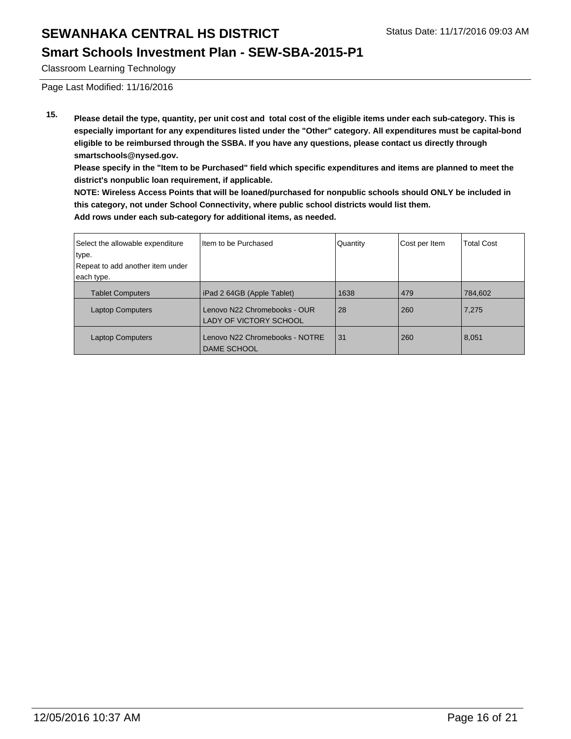Classroom Learning Technology

Page Last Modified: 11/16/2016

**15. Please detail the type, quantity, per unit cost and total cost of the eligible items under each sub-category. This is especially important for any expenditures listed under the "Other" category. All expenditures must be capital-bond eligible to be reimbursed through the SSBA. If you have any questions, please contact us directly through smartschools@nysed.gov.**

**Please specify in the "Item to be Purchased" field which specific expenditures and items are planned to meet the district's nonpublic loan requirement, if applicable.**

**NOTE: Wireless Access Points that will be loaned/purchased for nonpublic schools should ONLY be included in this category, not under School Connectivity, where public school districts would list them.**

**Add rows under each sub-category for additional items, as needed.**

| Select the allowable expenditure type. Repeat to add another item under each type. | Item to be Purchased | Quantity | Cost per Item | Total Cost |
|---|---|---|---|---|
| Tablet Computers | iPad 2 64GB (Apple Tablet) | 1638 | 479 | 784,602 |
| Laptop Computers | Lenovo N22 Chromebooks - OUR LADY OF VICTORY SCHOOL | 28 | 260 | 7,275 |
| Laptop Computers | Lenovo N22 Chromebooks - NOTRE DAME SCHOOL | 31 | 260 | 8,051 |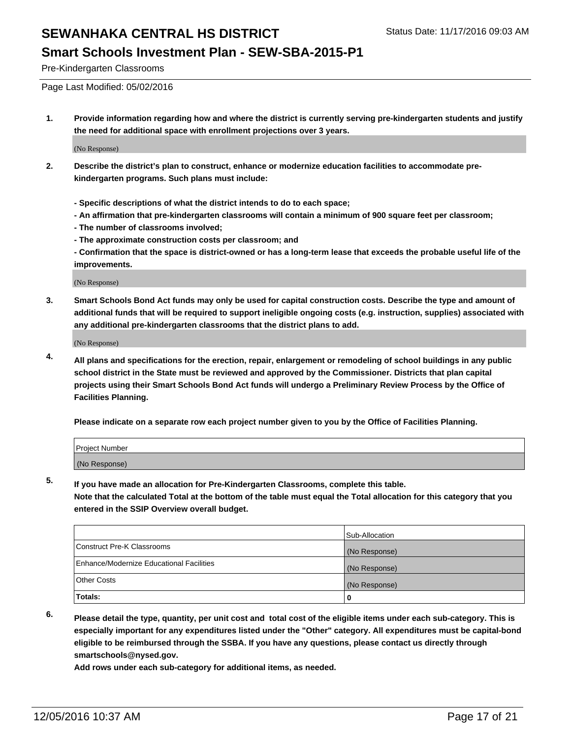Pre-Kindergarten Classrooms

Page Last Modified: 05/02/2016

1. **Provide information regarding how and where the district is currently serving pre-kindergarten students and justify the need for additional space with enrollment projections over 3 years.**

   (No Response)

2. **Describe the district's plan to construct, enhance or modernize education facilities to accommodate pre-kindergarten programs. Such plans must include:**

   **- Specific descriptions of what the district intends to do to each space;**
   **- An affirmation that pre-kindergarten classrooms will contain a minimum of 900 square feet per classroom;**
   **- The number of classrooms involved;**
   **- The approximate construction costs per classroom; and**
   **- Confirmation that the space is district-owned or has a long-term lease that exceeds the probable useful life of the improvements.**

   (No Response)

3. **Smart Schools Bond Act funds may only be used for capital construction costs. Describe the type and amount of additional funds that will be required to support ineligible ongoing costs (e.g. instruction, supplies) associated with any additional pre-kindergarten classrooms that the district plans to add.**

   (No Response)

4. **All plans and specifications for the erection, repair, enlargement or remodeling of school buildings in any public school district in the State must be reviewed and approved by the Commissioner. Districts that plan capital projects using their Smart Schools Bond Act funds will undergo a Preliminary Review Process by the Office of Facilities Planning.**

   **Please indicate on a separate row each project number given to you by the Office of Facilities Planning.**

| Project Number |
| --- |
| (No Response) |

5. **If you have made an allocation for Pre-Kindergarten Classrooms, complete this table.**
   **Note that the calculated Total at the bottom of the table must equal the Total allocation for this category that you entered in the SSIP Overview overall budget.**

| | Sub-Allocation |
| --- | --- |
| Construct Pre-K Classrooms | (No Response) |
| Enhance/Modernize Educational Facilities | (No Response) |
| Other Costs | (No Response) |
| **Totals:** | **0** |

6. **Please detail the type, quantity, per unit cost and total cost of the eligible items under each sub-category. This is especially important for any expenditures listed under the "Other" category. All expenditures must be capital-bond eligible to be reimbursed through the SSBA. If you have any questions, please contact us directly through smartschools@nysed.gov.**

   **Add rows under each sub-category for additional items, as needed.**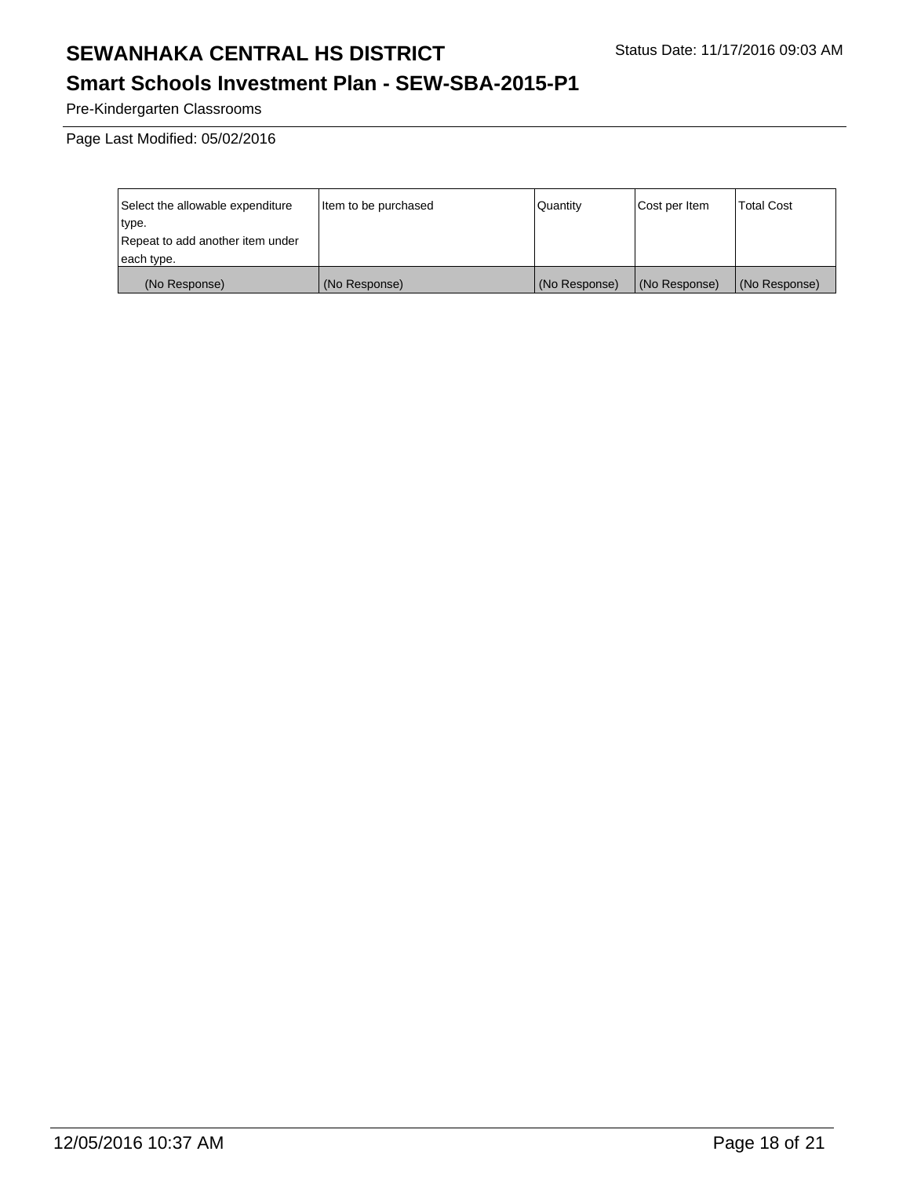# SEWANHAKA CENTRAL HS DISTRICT

Status Date: 11/17/2016 09:03 AM

## Smart Schools Investment Plan - SEW-SBA-2015-P1

Pre-Kindergarten Classrooms

Page Last Modified: 05/02/2016

| Select the allowable expenditure type. Repeat to add another item under each type. | Item to be purchased | Quantity | Cost per Item | Total Cost |
|---|---|---|---|---|
| (No Response) | (No Response) | (No Response) | (No Response) | (No Response) |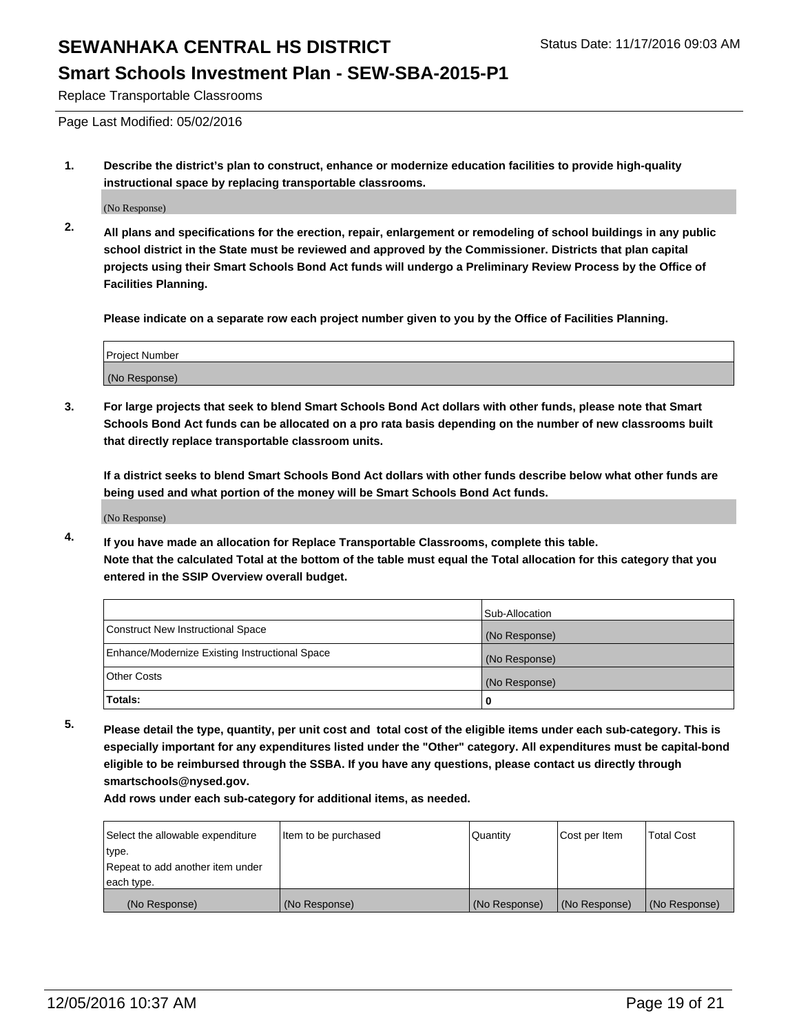**Replace Transportable Classrooms**

Page Last Modified: 05/02/2016

**1. Describe the district's plan to construct, enhance or modernize education facilities to provide high-quality instructional space by replacing transportable classrooms.**

(No Response)

**2. All plans and specifications for the erection, repair, enlargement or remodeling of school buildings in any public school district in the State must be reviewed and approved by the Commissioner. Districts that plan capital projects using their Smart Schools Bond Act funds will undergo a Preliminary Review Process by the Office of Facilities Planning.**

**Please indicate on a separate row each project number given to you by the Office of Facilities Planning.**

| Project Number |
|---|
| (No Response) |

**3. For large projects that seek to blend Smart Schools Bond Act dollars with other funds, please note that Smart Schools Bond Act funds can be allocated on a pro rata basis depending on the number of new classrooms built that directly replace transportable classroom units.**

**If a district seeks to blend Smart Schools Bond Act dollars with other funds describe below what other funds are being used and what portion of the money will be Smart Schools Bond Act funds.**

(No Response)

**4. If you have made an allocation for Replace Transportable Classrooms, complete this table.**
**Note that the calculated Total at the bottom of the table must equal the Total allocation for this category that you entered in the SSIP Overview overall budget.**

| | Sub-Allocation |
|---|---|
| Construct New Instructional Space | (No Response) |
| Enhance/Modernize Existing Instructional Space | (No Response) |
| Other Costs | (No Response) |
| **Totals:** | **0** |

**5. Please detail the type, quantity, per unit cost and total cost of the eligible items under each sub-category. This is especially important for any expenditures listed under the "Other" category. All expenditures must be capital-bond eligible to be reimbursed through the SSBA. If you have any questions, please contact us directly through smartschools@nysed.gov.**
**Add rows under each sub-category for additional items, as needed.**

| Select the allowable expenditure type. Repeat to add another item under each type. | Item to be purchased | Quantity | Cost per Item | Total Cost |
|---|---|---|---|---|
| (No Response) | (No Response) | (No Response) | (No Response) | (No Response) |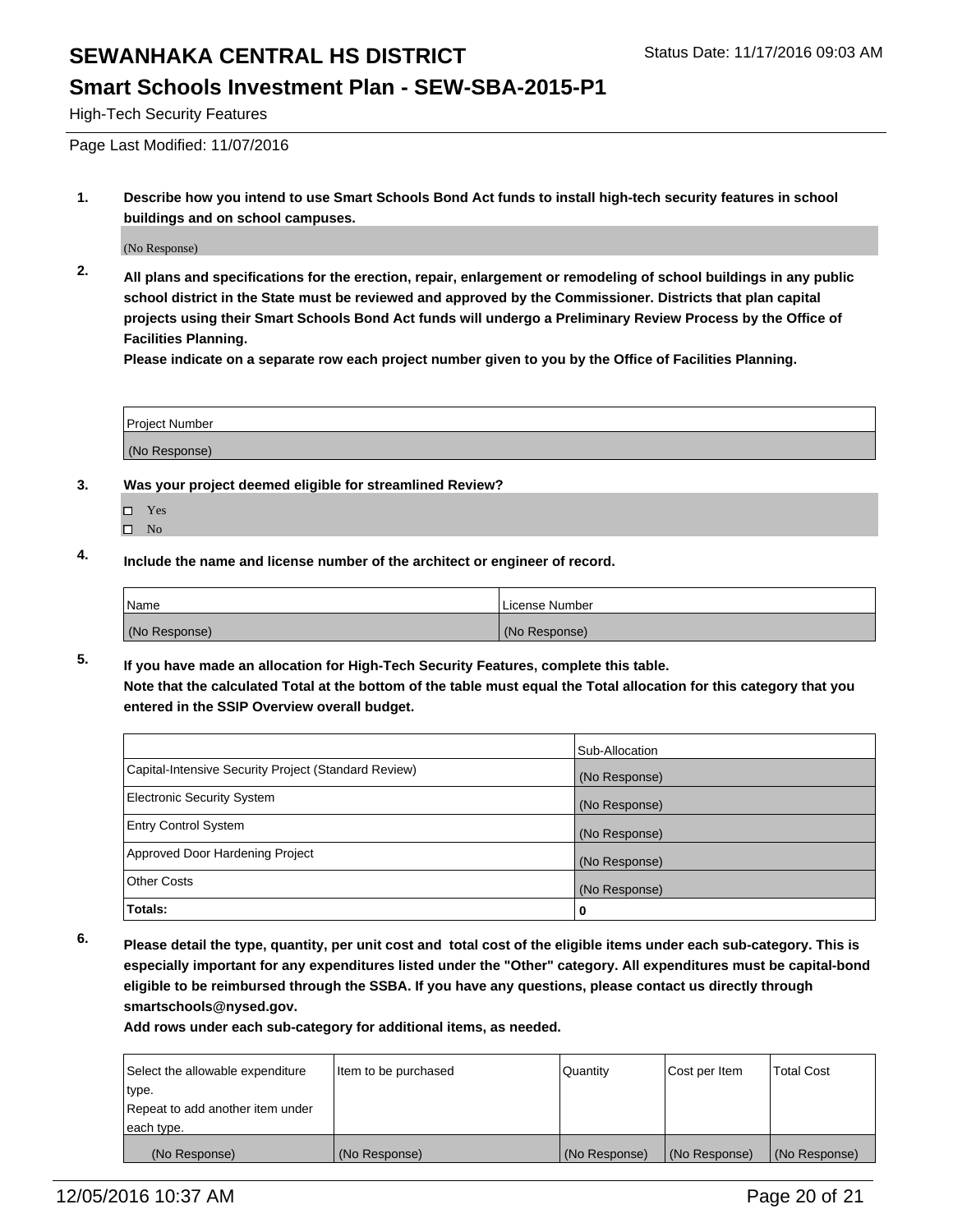High-Tech Security Features

Page Last Modified: 11/07/2016

**1. Describe how you intend to use Smart Schools Bond Act funds to install high-tech security features in school buildings and on school campuses.**

(No Response)

**2. All plans and specifications for the erection, repair, enlargement or remodeling of school buildings in any public school district in the State must be reviewed and approved by the Commissioner. Districts that plan capital projects using their Smart Schools Bond Act funds will undergo a Preliminary Review Process by the Office of Facilities Planning.**

**Please indicate on a separate row each project number given to you by the Office of Facilities Planning.**

| Project Number |
|---|
| (No Response) |

**3. Was your project deemed eligible for streamlined Review?**

- ☐ Yes
- ☐ No

**4. Include the name and license number of the architect or engineer of record.**

| Name | License Number |
|---|---|
| (No Response) | (No Response) |

**5. If you have made an allocation for High-Tech Security Features, complete this table.**
**Note that the calculated Total at the bottom of the table must equal the Total allocation for this category that you entered in the SSIP Overview overall budget.**

| | Sub-Allocation |
|---|---|
| Capital-Intensive Security Project (Standard Review) | (No Response) |
| Electronic Security System | (No Response) |
| Entry Control System | (No Response) |
| Approved Door Hardening Project | (No Response) |
| Other Costs | (No Response) |
| **Totals:** | **0** |

**6. Please detail the type, quantity, per unit cost and total cost of the eligible items under each sub-category. This is especially important for any expenditures listed under the "Other" category. All expenditures must be capital-bond eligible to be reimbursed through the SSBA. If you have any questions, please contact us directly through smartschools@nysed.gov.**

**Add rows under each sub-category for additional items, as needed.**

| Select the allowable expenditure type. Repeat to add another item under each type. | Item to be purchased | Quantity | Cost per Item | Total Cost |
|---|---|---|---|---|
| (No Response) | (No Response) | (No Response) | (No Response) | (No Response) |